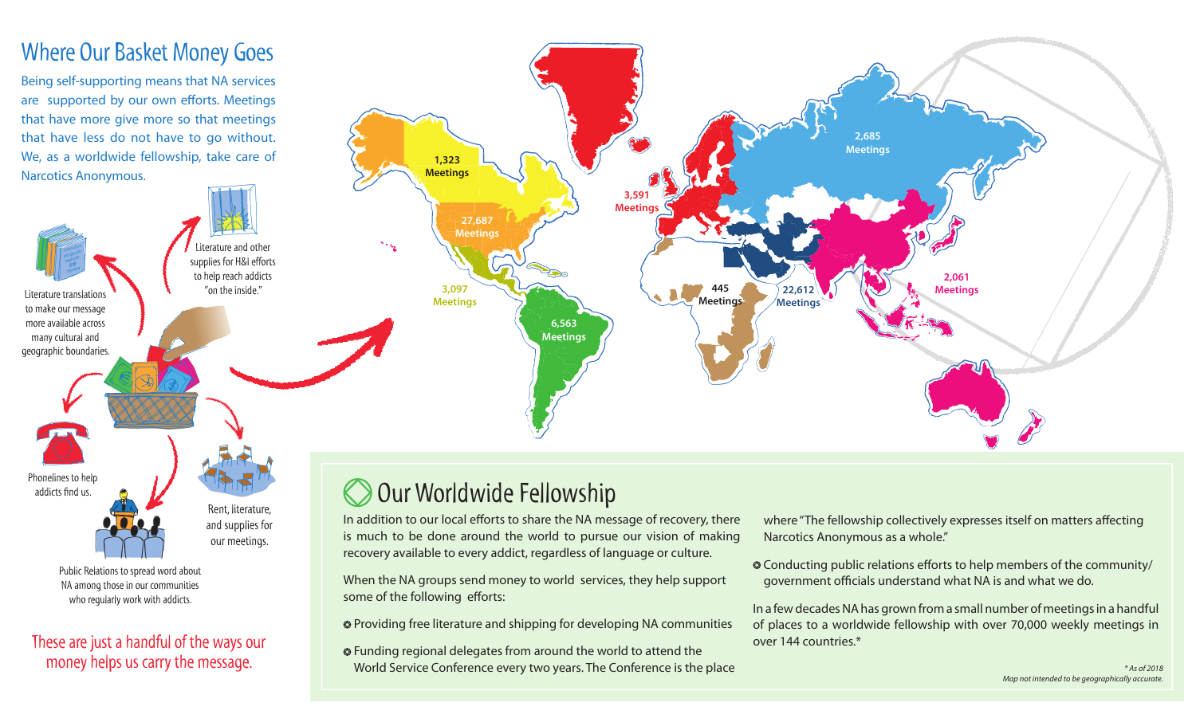# Where Our Basket Money Goes

Being self-supporting means that NA services are supported by our own efforts. Meetings that have more give more so that meetings that have less do not have to go without. We, as a worldwide fellowship, take care of Narcotics Anonymous.

Literature translations to make our message more available across many cultural and geographic boundaries.

Literature and other supplies for H&I efforts to help reach addicts "on the inside."

Phonelines to help addicts find us.

Rent, literature, and supplies for our meetings.

Public Relations to spread word about NA among those in our communities who regularly work with addicts.

These are just a handful of the ways our money helps us carry the message.

1,323 Meetings

27,687 Meetings

3,097 Meetings

6,563 Meetings

3,591 Meetings

445 Meetings

22,612 Meetings

2,685 Meetings

2,061 Meetings

## Our Worldwide Fellowship

In addition to our local efforts to share the NA message of recovery, there is much to be done around the world to pursue our vision of making recovery available to every addict, regardless of language or culture.

When the NA groups send money to world services, they help support some of the following efforts:

- Providing free literature and shipping for developing NA communities
- Funding regional delegates from around the world to attend the World Service Conference every two years. The Conference is the place where "The fellowship collectively expresses itself on matters affecting Narcotics Anonymous as a whole."
- Conducting public relations efforts to help members of the community/government officials understand what NA is and what we do.

In a few decades NA has grown from a small number of meetings in a handful of places to a worldwide fellowship with over 70,000 weekly meetings in over 144 countries.*

*\* As of 2018*

*Map not intended to be geographically accurate.*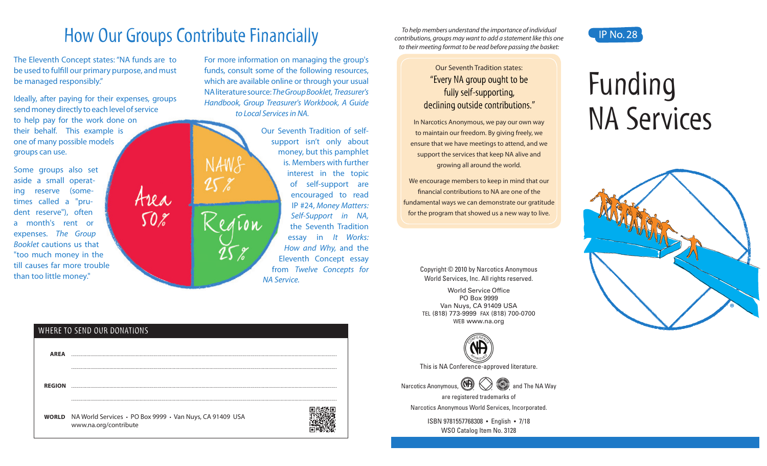# How Our Groups Contribute Financially

The Eleventh Concept states: "NA funds are to be used to fulfill our primary purpose, and must be managed responsibly."

Ideally, after paying for their expenses, groups send money directly to each level of service to help pay for the work done on their behalf. This example is one of many possible models groups can use.

Some groups also set aside a small operating reserve (sometimes called a "prudent reserve"), often a month's rent or expenses. *The Group Booklet* cautions us that "too much money in the till causes far more trouble than too little money."

Area 50%

NAWS 25%

Region 25%

For more information on managing the group's funds, consult some of the following resources, which are available online or through your usual NA literature source: *The Group Booklet, Treasurer's Handbook, Group Treasurer's Workbook, A Guide to Local Services in NA.*

Our Seventh Tradition of self-support isn't only about money, but this pamphlet is. Members with further interest in the topic of self-support are encouraged to read IP #24, *Money Matters: Self-Support in NA,* the Seventh Tradition essay in *It Works: How and Why,* and the Eleventh Concept essay from *Twelve Concepts for NA Service.*

## WHERE TO SEND OUR DONATIONS

**AREA** ..............................................

..............................................

**REGION** ..............................................

..............................................

**WORLD** NA World Services • PO Box 9999 • Van Nuys, CA 91409 USA
www.na.org/contribute

*To help members understand the importance of individual contributions, groups may want to add a statement like this one to their meeting format to be read before passing the basket:*

Our Seventh Tradition states:
"Every NA group ought to be fully self-supporting, declining outside contributions."

In Narcotics Anonymous, we pay our own way to maintain our freedom. By giving freely, we ensure that we have meetings to attend, and we support the services that keep NA alive and growing all around the world.

We encourage members to keep in mind that our financial contributions to NA are one of the fundamental ways we can demonstrate our gratitude for the program that showed us a new way to live.

Copyright © 2010 by Narcotics Anonymous World Services, Inc. All rights reserved.

World Service Office
PO Box 9999
Van Nuys, CA 91409 USA
TEL (818) 773-9999 FAX (818) 700-0700
WEB www.na.org

This is NA Conference-approved literature.

Narcotics Anonymous, and The NA Way are registered trademarks of Narcotics Anonymous World Services, Incorporated.

ISBN 9781557768308 • English • 7/18
WSO Catalog Item No. 3128

IP No. 28

# Funding NA Services